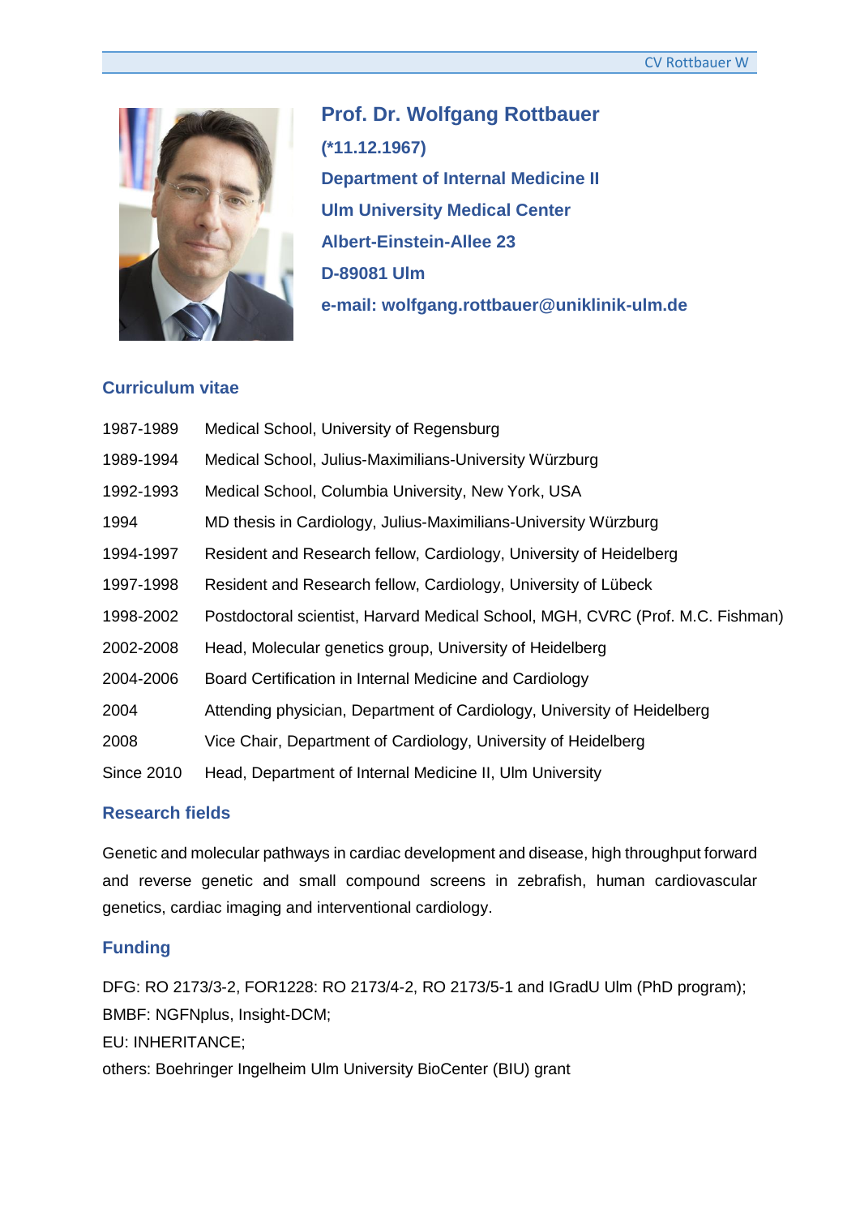# Prof. Dr. Wolfgang Rottbauer

**(*11.12.1967)**

**Department of Internal Medicine II**

**Ulm University Medical Center**

**Albert-Einstein-Allee 23**

**D-89081 Ulm**

**e-mail: wolfgang.rottbauer@uniklinik-ulm.de**

## Curriculum vitae

| | |
|---|---|
| 1987-1989 | Medical School, University of Regensburg |
| 1989-1994 | Medical School, Julius-Maximilians-University Würzburg |
| 1992-1993 | Medical School, Columbia University, New York, USA |
| 1994 | MD thesis in Cardiology, Julius-Maximilians-University Würzburg |
| 1994-1997 | Resident and Research fellow, Cardiology, University of Heidelberg |
| 1997-1998 | Resident and Research fellow, Cardiology, University of Lübeck |
| 1998-2002 | Postdoctoral scientist, Harvard Medical School, MGH, CVRC (Prof. M.C. Fishman) |
| 2002-2008 | Head, Molecular genetics group, University of Heidelberg |
| 2004-2006 | Board Certification in Internal Medicine and Cardiology |
| 2004 | Attending physician, Department of Cardiology, University of Heidelberg |
| 2008 | Vice Chair, Department of Cardiology, University of Heidelberg |
| Since 2010 | Head, Department of Internal Medicine II, Ulm University |

## Research fields

Genetic and molecular pathways in cardiac development and disease, high throughput forward and reverse genetic and small compound screens in zebrafish, human cardiovascular genetics, cardiac imaging and interventional cardiology.

## Funding

DFG: RO 2173/3-2, FOR1228: RO 2173/4-2, RO 2173/5-1 and IGradU Ulm (PhD program);
BMBF: NGFNplus, Insight-DCM;
EU: INHERITANCE;
others: Boehringer Ingelheim Ulm University BioCenter (BIU) grant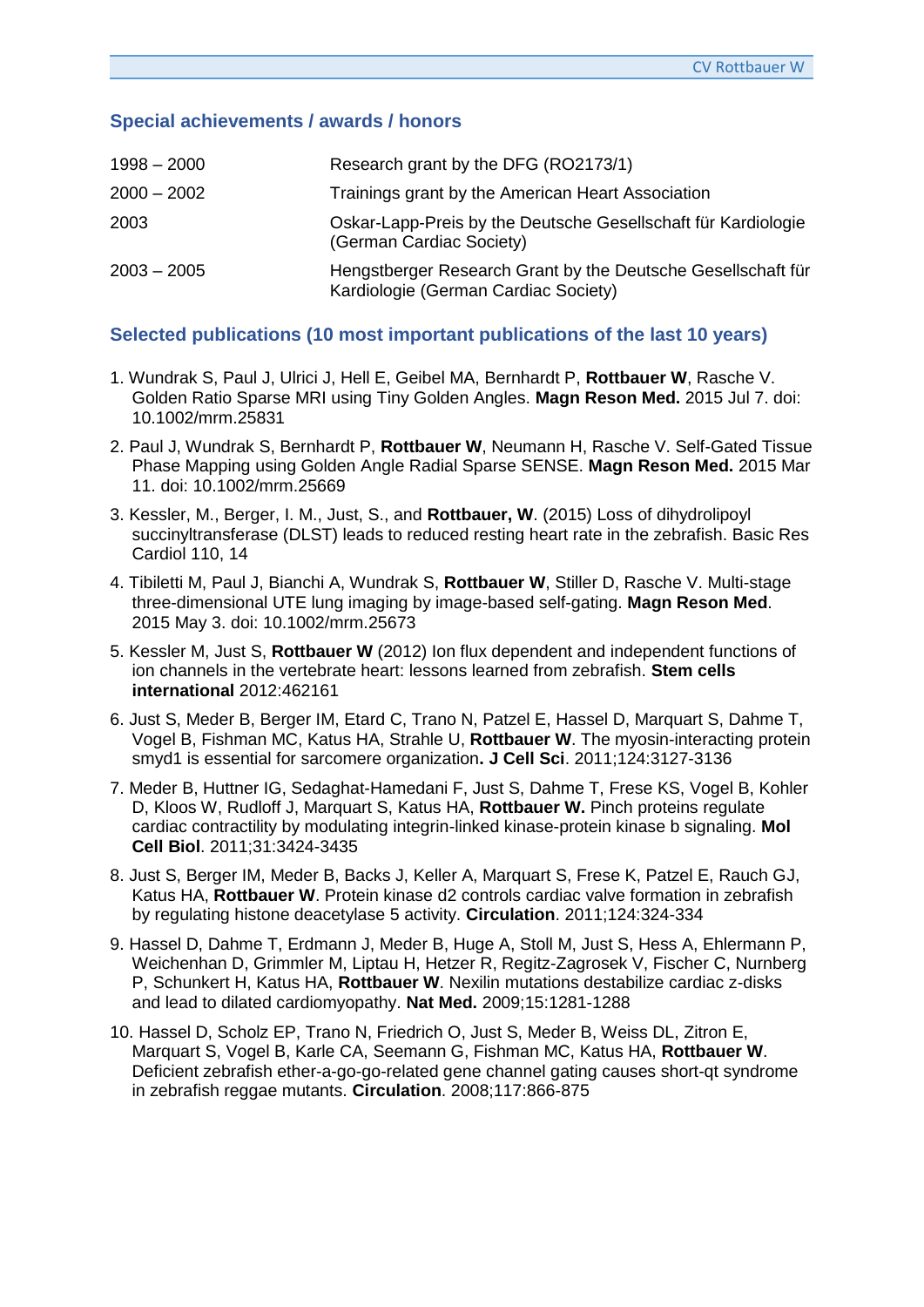## Special achievements / awards / honors

| | |
|---|---|
| 1998 – 2000 | Research grant by the DFG (RO2173/1) |
| 2000 – 2002 | Trainings grant by the American Heart Association |
| 2003 | Oskar-Lapp-Preis by the Deutsche Gesellschaft für Kardiologie (German Cardiac Society) |
| 2003 – 2005 | Hengstberger Research Grant by the Deutsche Gesellschaft für Kardiologie (German Cardiac Society) |

## Selected publications (10 most important publications of the last 10 years)

1. Wundrak S, Paul J, Ulrici J, Hell E, Geibel MA, Bernhardt P, **Rottbauer W**, Rasche V. Golden Ratio Sparse MRI using Tiny Golden Angles. **Magn Reson Med.** 2015 Jul 7. doi: 10.1002/mrm.25831
2. Paul J, Wundrak S, Bernhardt P, **Rottbauer W**, Neumann H, Rasche V. Self-Gated Tissue Phase Mapping using Golden Angle Radial Sparse SENSE. **Magn Reson Med.** 2015 Mar 11. doi: 10.1002/mrm.25669
3. Kessler, M., Berger, I. M., Just, S., and **Rottbauer, W**. (2015) Loss of dihydrolipoyl succinyltransferase (DLST) leads to reduced resting heart rate in the zebrafish. Basic Res Cardiol 110, 14
4. Tibiletti M, Paul J, Bianchi A, Wundrak S, **Rottbauer W**, Stiller D, Rasche V. Multi-stage three-dimensional UTE lung imaging by image-based self-gating. **Magn Reson Med**. 2015 May 3. doi: 10.1002/mrm.25673
5. Kessler M, Just S, **Rottbauer W** (2012) Ion flux dependent and independent functions of ion channels in the vertebrate heart: lessons learned from zebrafish. **Stem cells international** 2012:462161
6. Just S, Meder B, Berger IM, Etard C, Trano N, Patzel E, Hassel D, Marquart S, Dahme T, Vogel B, Fishman MC, Katus HA, Strahle U, **Rottbauer W**. The myosin-interacting protein smyd1 is essential for sarcomere organization**. J Cell Sci**. 2011;124:3127-3136
7. Meder B, Huttner IG, Sedaghat-Hamedani F, Just S, Dahme T, Frese KS, Vogel B, Kohler D, Kloos W, Rudloff J, Marquart S, Katus HA, **Rottbauer W.** Pinch proteins regulate cardiac contractility by modulating integrin-linked kinase-protein kinase b signaling. **Mol Cell Biol**. 2011;31:3424-3435
8. Just S, Berger IM, Meder B, Backs J, Keller A, Marquart S, Frese K, Patzel E, Rauch GJ, Katus HA, **Rottbauer W**. Protein kinase d2 controls cardiac valve formation in zebrafish by regulating histone deacetylase 5 activity. **Circulation**. 2011;124:324-334
9. Hassel D, Dahme T, Erdmann J, Meder B, Huge A, Stoll M, Just S, Hess A, Ehlermann P, Weichenhan D, Grimmler M, Liptau H, Hetzer R, Regitz-Zagrosek V, Fischer C, Nurnberg P, Schunkert H, Katus HA, **Rottbauer W**. Nexilin mutations destabilize cardiac z-disks and lead to dilated cardiomyopathy. **Nat Med.** 2009;15:1281-1288
10. Hassel D, Scholz EP, Trano N, Friedrich O, Just S, Meder B, Weiss DL, Zitron E, Marquart S, Vogel B, Karle CA, Seemann G, Fishman MC, Katus HA, **Rottbauer W**. Deficient zebrafish ether-a-go-go-related gene channel gating causes short-qt syndrome in zebrafish reggae mutants. **Circulation**. 2008;117:866-875